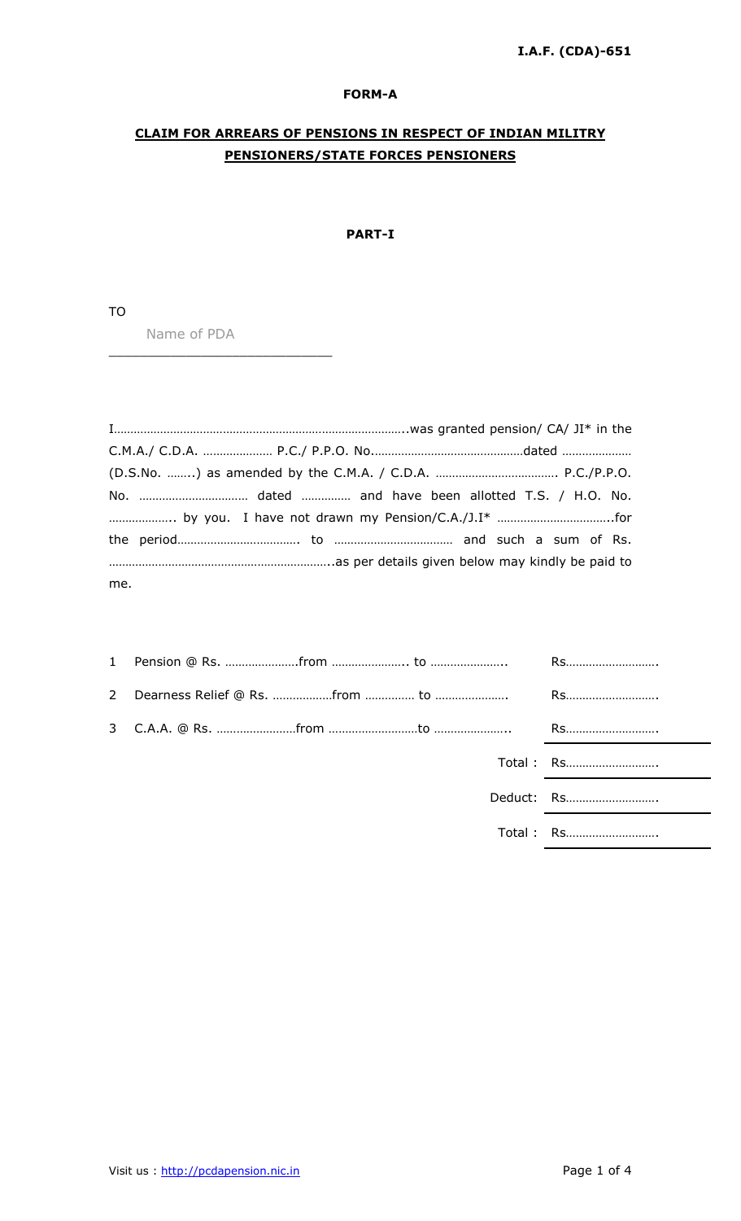**I.A.F. (CDA)-651**

# FORM-A

## CLAIM FOR ARREARS OF PENSIONS IN RESPECT OF INDIAN MILITRY PENSIONERS/STATE FORCES PENSIONERS

### PART-I

TO

Name of PDA

_____________________________

I……………………………………………………………………………..was granted pension/ CA/ JI* in the C.M.A./ C.D.A. ………………… P.C./ P.P.O. No.………………………………………dated ………………… (D.S.No. ……..) as amended by the C.M.A. / C.D.A. ………………………………. P.C./P.P.O. No. …………………………… dated …………… and have been allotted T.S. / H.O. No. ……………….. by you. I have not drawn my Pension/C.A./J.I* ……………………………..for the period………………………………. to ……………………………… and such a sum of Rs. …………………………………………………………..as per details given below may kindly be paid to me.

| | | |
|---|---|---|
| 1 | Pension @ Rs. ………………….from ………………….. to ………………….. | Rs………………………. |
| 2 | Dearness Relief @ Rs. ………………from …………… to ………………… | Rs………………………. |
| 3 | C.A.A. @ Rs. ……………………from ………………………to ………………….. | Rs………………………. |
| | Total : | Rs………………………. |
| | Deduct: | Rs………………………. |
| | Total : | Rs………………………. |

Visit us : http://pcdapension.nic.in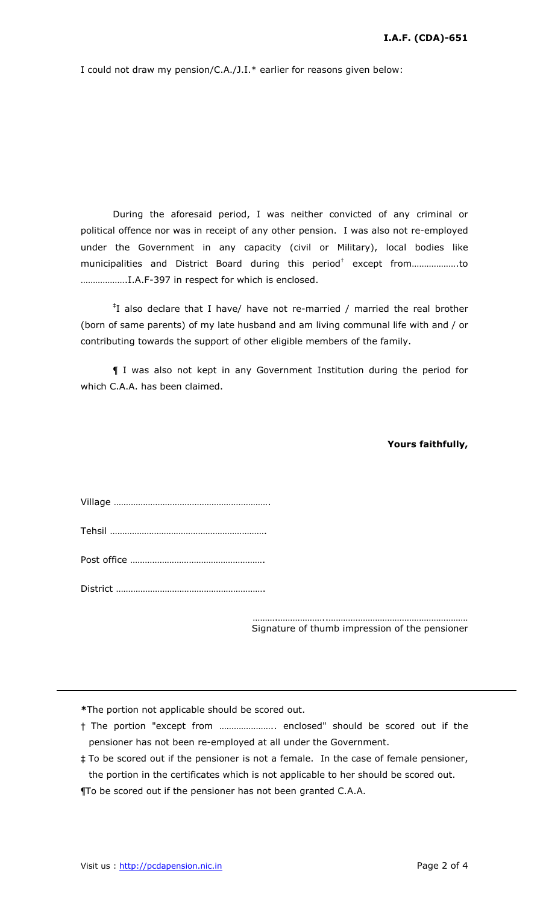**I.A.F. (CDA)-651**

I could not draw my pension/C.A./J.I.* earlier for reasons given below:

During the aforesaid period, I was neither convicted of any criminal or political offence nor was in receipt of any other pension. I was also not re-employed under the Government in any capacity (civil or Military), local bodies like municipalities and District Board during this period† except from……………….to ……………….I.A.F-397 in respect for which is enclosed.

‡I also declare that I have/ have not re-married / married the real brother (born of same parents) of my late husband and am living communal life with and / or contributing towards the support of other eligible members of the family.

¶ I was also not kept in any Government Institution during the period for which C.A.A. has been claimed.

**Yours faithfully,**

Village ……………………………………………………….

Tehsil ……………………………………………………….

Post office ……………………………………………….

District …………………………………………………….

………………………..…………………………………………………
Signature of thumb impression of the pensioner

---

***** The portion not applicable should be scored out.

† The portion "except from ………………….. enclosed" should be scored out if the pensioner has not been re-employed at all under the Government.

‡ To be scored out if the pensioner is not a female. In the case of female pensioner, the portion in the certificates which is not applicable to her should be scored out.

¶ To be scored out if the pensioner has not been granted C.A.A.

Visit us : http://pcdapension.nic.in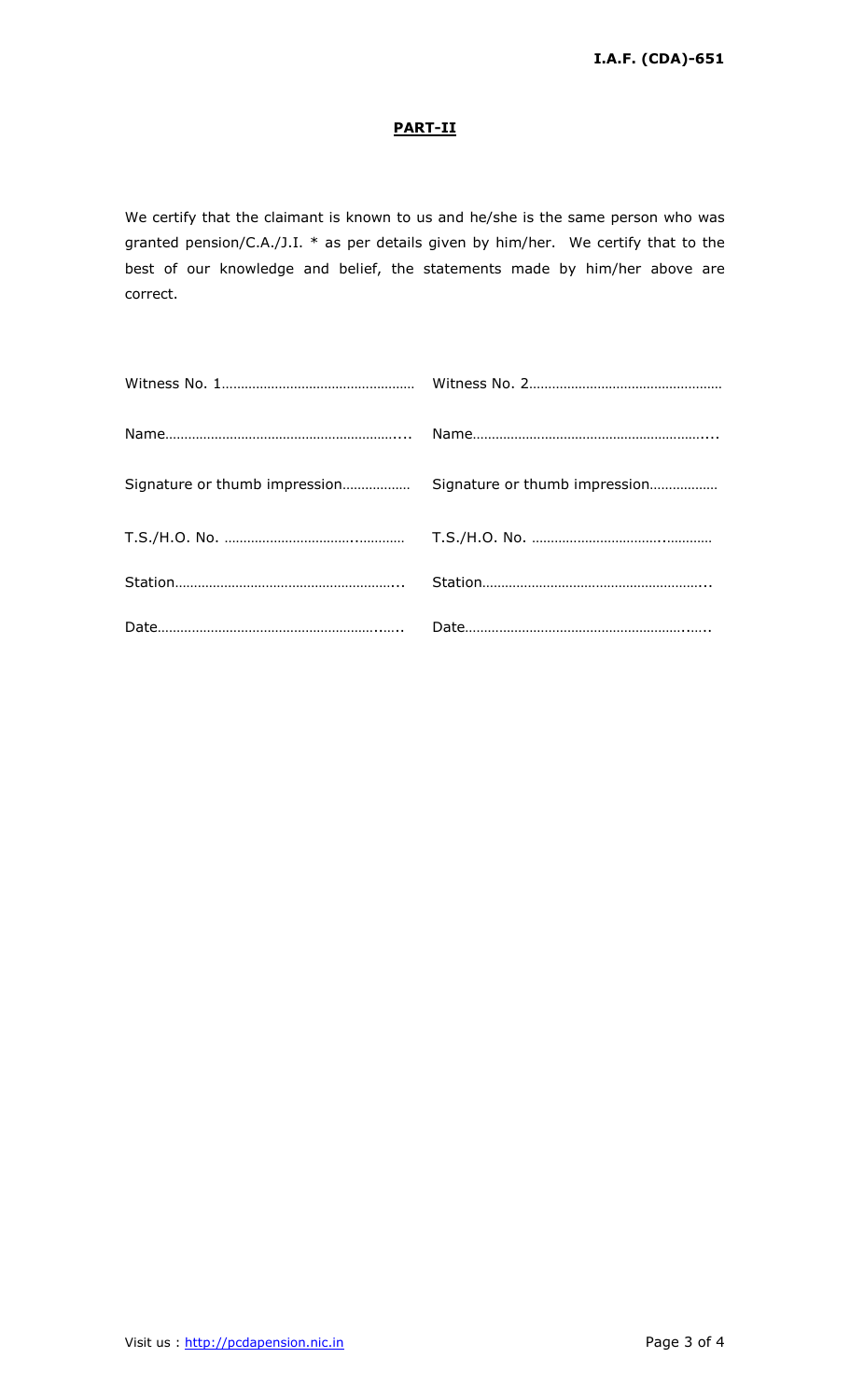**I.A.F. (CDA)-651**

## PART-II

We certify that the claimant is known to us and he/she is the same person who was granted pension/C.A./J.I. * as per details given by him/her. We certify that to the best of our knowledge and belief, the statements made by him/her above are correct.

| | |
|---|---|
| Witness No. 1…………………………………………… | Witness No. 2…………………………………………… |
| Name…………………………………………………….... | Name…………………………………………………….... |
| Signature or thumb impression……………… | Signature or thumb impression……………… |
| T.S./H.O. No. ………………………….………… | T.S./H.O. No. ………………………….………… |
| Station…………………………………………………... | Station…………………………………………………... |
| Date…………………………………………………..….. | Date…………………………………………………..….. |

Visit us : http://pcdapension.nic.in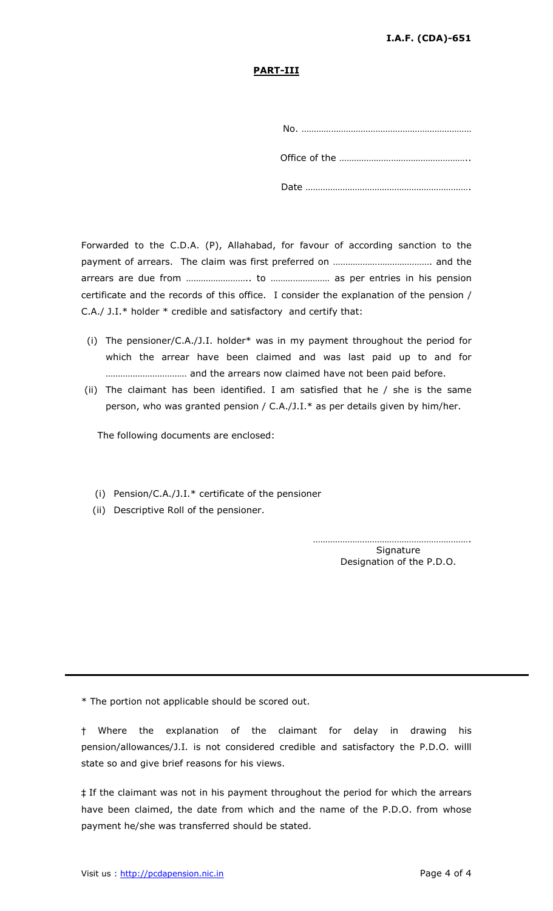**I.A.F. (CDA)-651**

## PART-III

No. ……………………………………………………………

Office of the ……………………………………………..

Date ………………………………………………………….

Forwarded to the C.D.A. (P), Allahabad, for favour of according sanction to the payment of arrears. The claim was first preferred on …………………………………. and the arrears are due from …………………….. to …………………… as per entries in his pension certificate and the records of this office. I consider the explanation of the pension / C.A./ J.I.* holder * credible and satisfactory and certify that:

(i) The pensioner/C.A./J.I. holder* was in my payment throughout the period for which the arrear have been claimed and was last paid up to and for …………………………… and the arrears now claimed have not been paid before.

(ii) The claimant has been identified. I am satisfied that he / she is the same person, who was granted pension / C.A./J.I.* as per details given by him/her.

The following documents are enclosed:

(i) Pension/C.A./J.I.* certificate of the pensioner

(ii) Descriptive Roll of the pensioner.

……………………………………………………….

Signature

Designation of the P.D.O.

---

* The portion not applicable should be scored out.

† Where the explanation of the claimant for delay in drawing his pension/allowances/J.I. is not considered credible and satisfactory the P.D.O. willl state so and give brief reasons for his views.

‡ If the claimant was not in his payment throughout the period for which the arrears have been claimed, the date from which and the name of the P.D.O. from whose payment he/she was transferred should be stated.

Visit us : http://pcdapension.nic.in